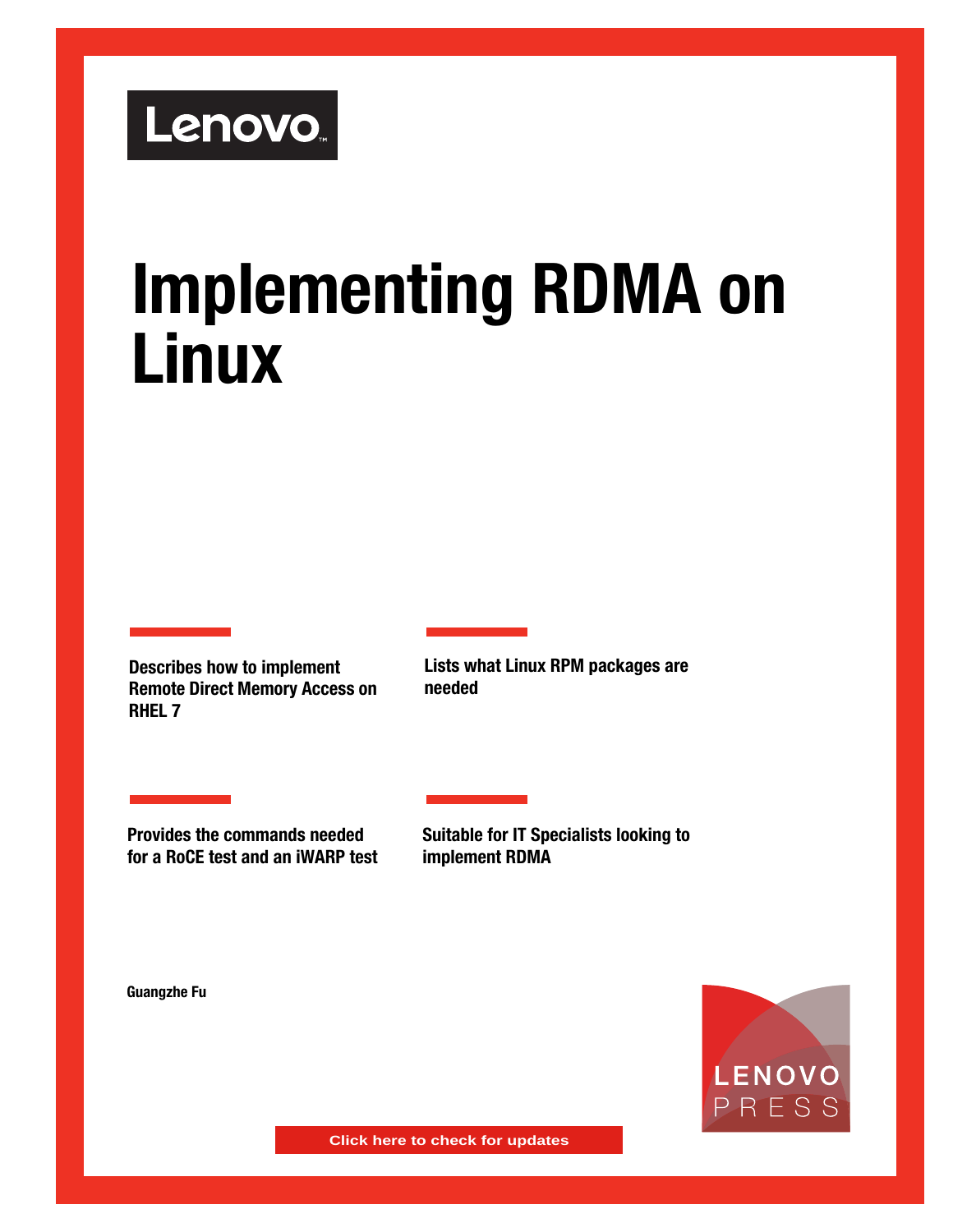Lenovo

# Implementing RDMA on Linux

**Describes how to implement Remote Direct Memory Access on RHEL 7**

**Lists what Linux RPM packages are needed**

**Provides the commands needed for a RoCE test and an iWARP test**

**Suitable for IT Specialists looking to implement RDMA**

**Guangzhe Fu**

LENOVO PRESS

Click here to check for updates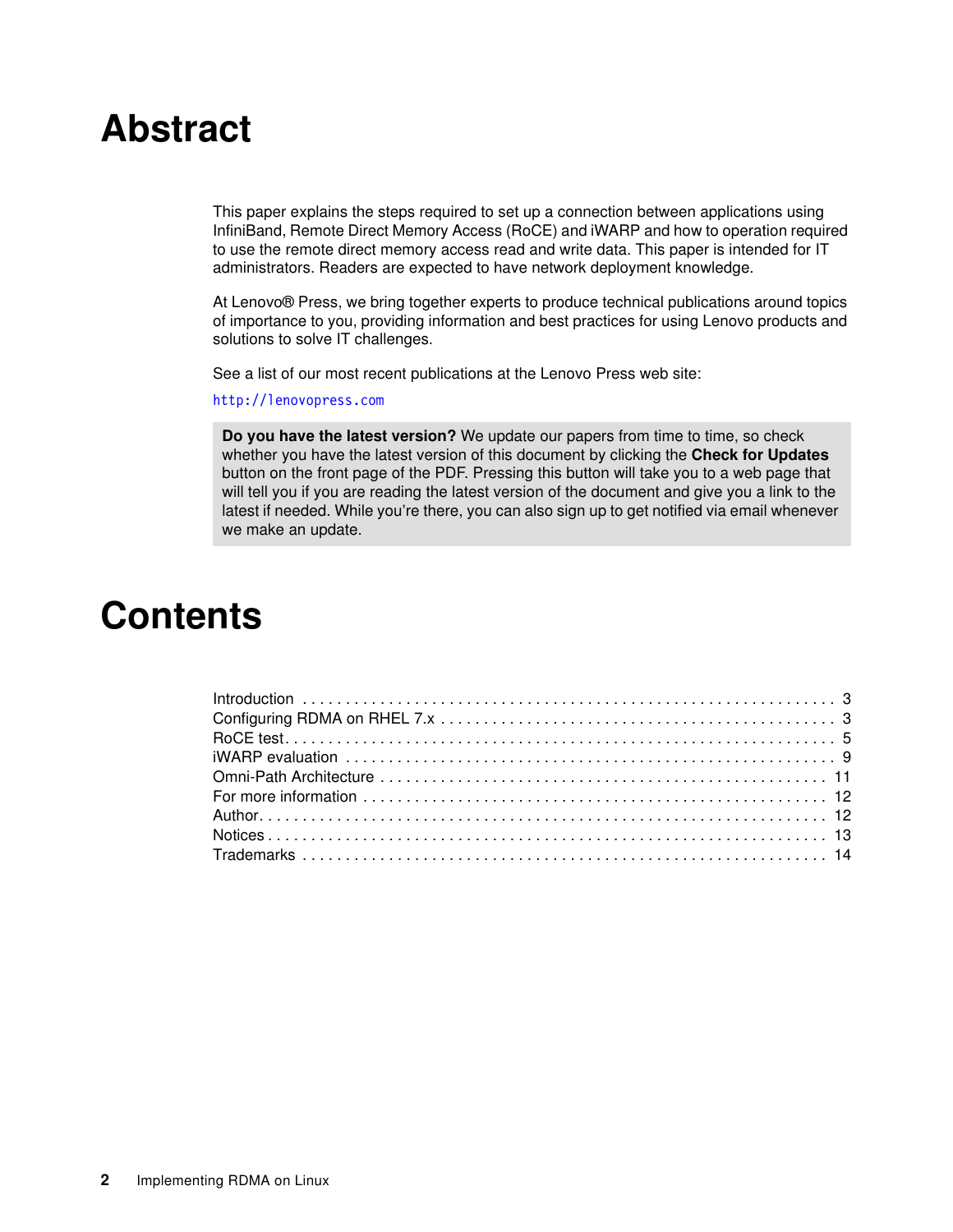# Abstract

This paper explains the steps required to set up a connection between applications using InfiniBand, Remote Direct Memory Access (RoCE) and iWARP and how to operation required to use the remote direct memory access read and write data. This paper is intended for IT administrators. Readers are expected to have network deployment knowledge.

At Lenovo® Press, we bring together experts to produce technical publications around topics of importance to you, providing information and best practices for using Lenovo products and solutions to solve IT challenges.

See a list of our most recent publications at the Lenovo Press web site:

http://lenovopress.com

> **Do you have the latest version?** We update our papers from time to time, so check whether you have the latest version of this document by clicking the **Check for Updates** button on the front page of the PDF. Pressing this button will take you to a web page that will tell you if you are reading the latest version of the document and give you a link to the latest if needed. While you're there, you can also sign up to get notified via email whenever we make an update.

# Contents

- Introduction . . . . . . . . . . 3
- Configuring RDMA on RHEL 7.x . . . . . . . . . . 3
- RoCE test . . . . . . . . . . 5
- iWARP evaluation . . . . . . . . . . 9
- Omni-Path Architecture . . . . . . . . . . 11
- For more information . . . . . . . . . . 12
- Author . . . . . . . . . . 12
- Notices . . . . . . . . . . 13
- Trademarks . . . . . . . . . . 14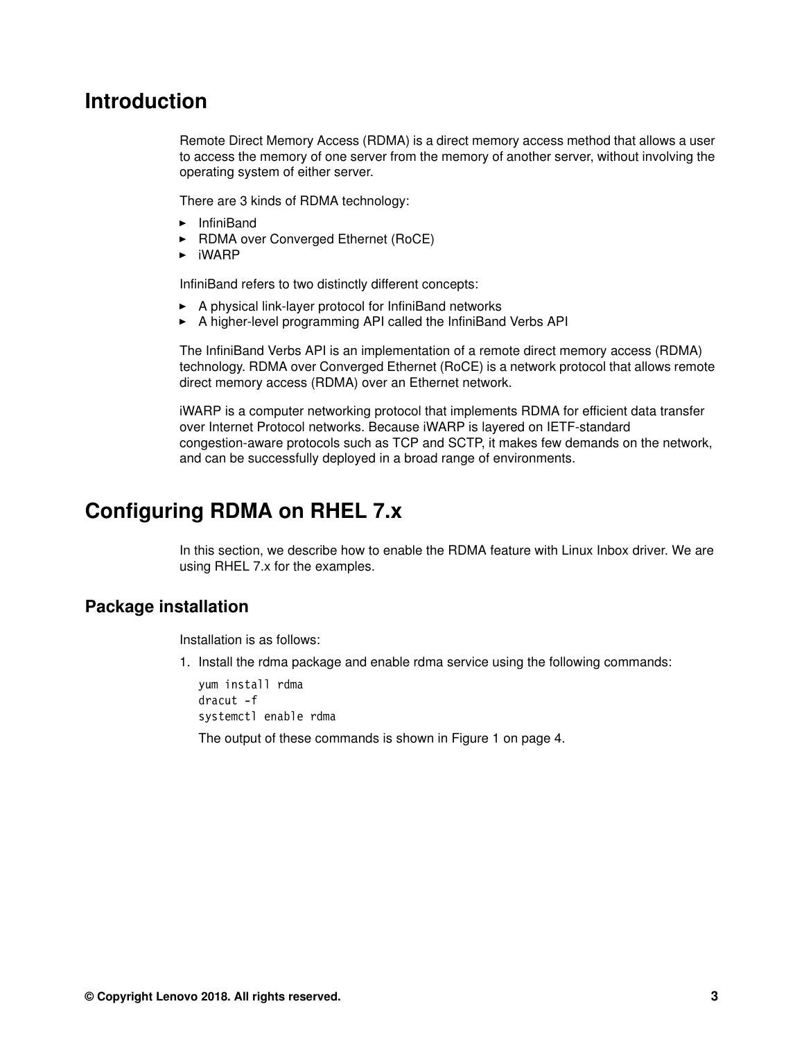# Introduction

Remote Direct Memory Access (RDMA) is a direct memory access method that allows a user to access the memory of one server from the memory of another server, without involving the operating system of either server.

There are 3 kinds of RDMA technology:

- InfiniBand
- RDMA over Converged Ethernet (RoCE)
- iWARP

InfiniBand refers to two distinctly different concepts:

- A physical link-layer protocol for InfiniBand networks
- A higher-level programming API called the InfiniBand Verbs API

The InfiniBand Verbs API is an implementation of a remote direct memory access (RDMA) technology. RDMA over Converged Ethernet (RoCE) is a network protocol that allows remote direct memory access (RDMA) over an Ethernet network.

iWARP is a computer networking protocol that implements RDMA for efficient data transfer over Internet Protocol networks. Because iWARP is layered on IETF-standard congestion-aware protocols such as TCP and SCTP, it makes few demands on the network, and can be successfully deployed in a broad range of environments.

# Configuring RDMA on RHEL 7.x

In this section, we describe how to enable the RDMA feature with Linux Inbox driver. We are using RHEL 7.x for the examples.

## Package installation

Installation is as follows:

1. Install the rdma package and enable rdma service using the following commands:

   ```
   yum install rdma
   dracut -f
   systemctl enable rdma
   ```

   The output of these commands is shown in Figure 1 on page 4.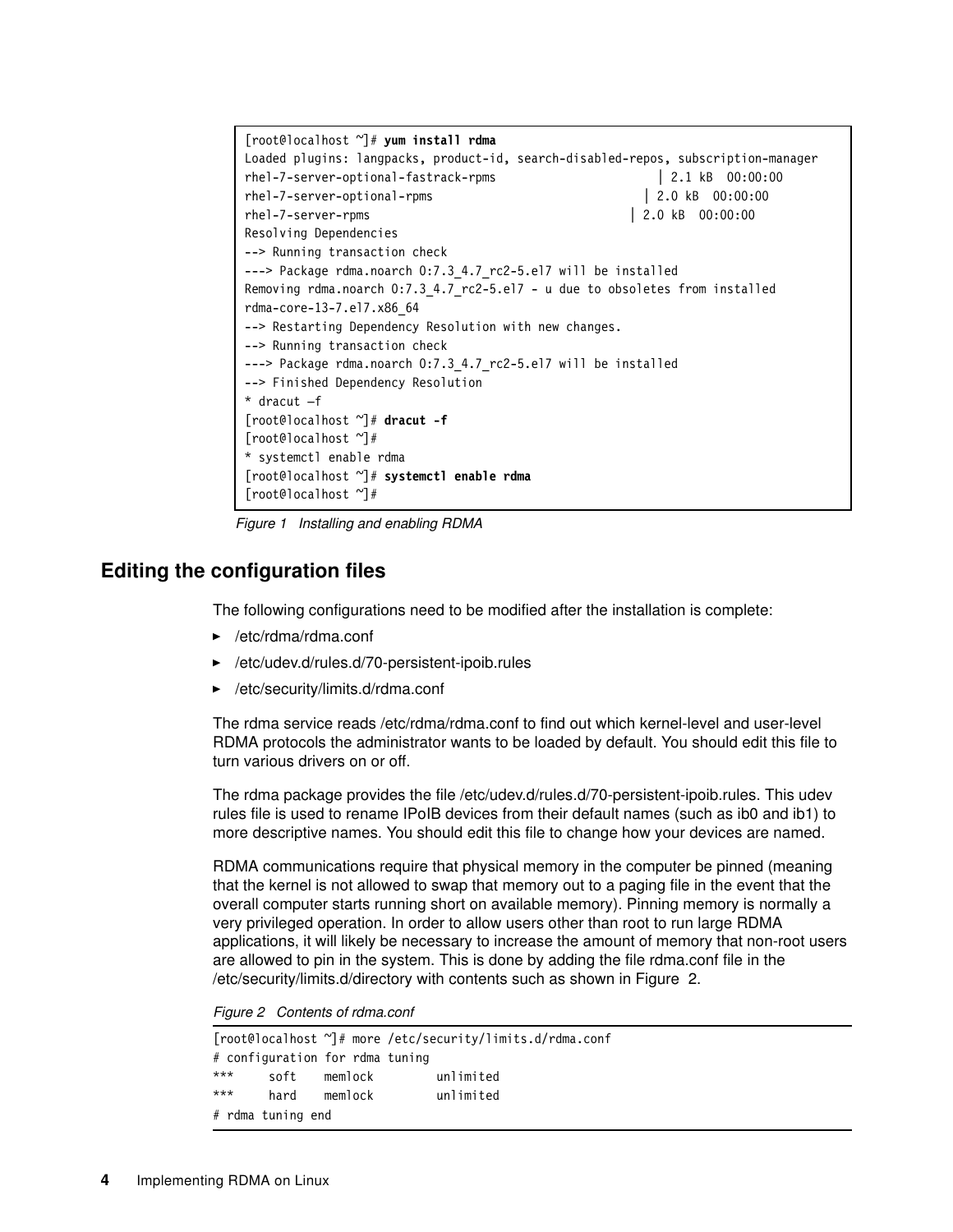```
[root@localhost ~]# yum install rdma
Loaded plugins: langpacks, product-id, search-disabled-repos, subscription-manager
rhel-7-server-optional-fastrack-rpms                          | 2.1 kB  00:00:00
rhel-7-server-optional-rpms                                 | 2.0 kB  00:00:00
rhel-7-server-rpms                                        | 2.0 kB  00:00:00
Resolving Dependencies
--> Running transaction check
---> Package rdma.noarch 0:7.3_4.7_rc2-5.el7 will be installed
Removing rdma.noarch 0:7.3_4.7_rc2-5.el7 - u due to obsoletes from installed
rdma-core-13-7.el7.x86_64
--> Restarting Dependency Resolution with new changes.
--> Running transaction check
---> Package rdma.noarch 0:7.3_4.7_rc2-5.el7 will be installed
--> Finished Dependency Resolution
* dracut –f
[root@localhost ~]# dracut -f
[root@localhost ~]#
* systemctl enable rdma
[root@localhost ~]# systemctl enable rdma
[root@localhost ~]#
```

*Figure 1 Installing and enabling RDMA*

## Editing the configuration files

The following configurations need to be modified after the installation is complete:

- /etc/rdma/rdma.conf
- /etc/udev.d/rules.d/70-persistent-ipoib.rules
- /etc/security/limits.d/rdma.conf

The rdma service reads /etc/rdma/rdma.conf to find out which kernel-level and user-level RDMA protocols the administrator wants to be loaded by default. You should edit this file to turn various drivers on or off.

The rdma package provides the file /etc/udev.d/rules.d/70-persistent-ipoib.rules. This udev rules file is used to rename IPoIB devices from their default names (such as ib0 and ib1) to more descriptive names. You should edit this file to change how your devices are named.

RDMA communications require that physical memory in the computer be pinned (meaning that the kernel is not allowed to swap that memory out to a paging file in the event that the overall computer starts running short on available memory). Pinning memory is normally a very privileged operation. In order to allow users other than root to run large RDMA applications, it will likely be necessary to increase the amount of memory that non-root users are allowed to pin in the system. This is done by adding the file rdma.conf file in the /etc/security/limits.d/directory with contents such as shown in Figure 2.

*Figure 2 Contents of rdma.conf*

```
[root@localhost ~]# more /etc/security/limits.d/rdma.conf
# configuration for rdma tuning
***     soft    memlock         unlimited
***     hard    memlock         unlimited
# rdma tuning end
```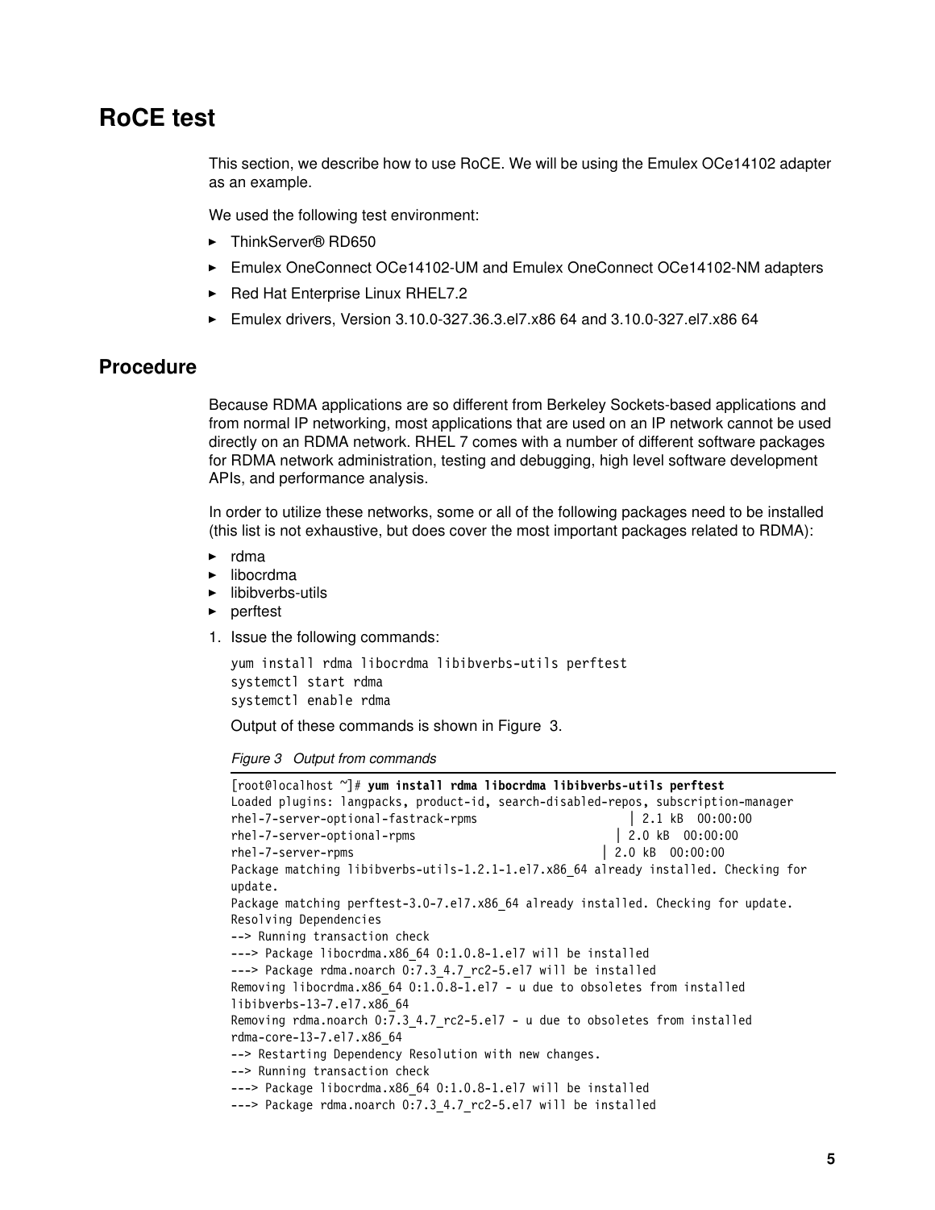# RoCE test

This section, we describe how to use RoCE. We will be using the Emulex OCe14102 adapter as an example.

We used the following test environment:

- ThinkServer® RD650
- Emulex OneConnect OCe14102-UM and Emulex OneConnect OCe14102-NM adapters
- Red Hat Enterprise Linux RHEL7.2
- Emulex drivers, Version 3.10.0-327.36.3.el7.x86 64 and 3.10.0-327.el7.x86 64

## Procedure

Because RDMA applications are so different from Berkeley Sockets-based applications and from normal IP networking, most applications that are used on an IP network cannot be used directly on an RDMA network. RHEL 7 comes with a number of different software packages for RDMA network administration, testing and debugging, high level software development APIs, and performance analysis.

In order to utilize these networks, some or all of the following packages need to be installed (this list is not exhaustive, but does cover the most important packages related to RDMA):

- rdma
- libocrdma
- libibverbs-utils
- perftest

1. Issue the following commands:

```
yum install rdma libocrdma libibverbs-utils perftest
systemctl start rdma
systemctl enable rdma
```

Output of these commands is shown in Figure 3.

*Figure 3 Output from commands*

```
[root@localhost ~]# yum install rdma libocrdma libibverbs-utils perftest
Loaded plugins: langpacks, product-id, search-disabled-repos, subscription-manager
rhel-7-server-optional-fastrack-rpms                    | 2.1 kB  00:00:00
rhel-7-server-optional-rpms                             | 2.0 kB  00:00:00
rhel-7-server-rpms                                      | 2.0 kB  00:00:00
Package matching libibverbs-utils-1.2.1-1.el7.x86_64 already installed. Checking for
update.
Package matching perftest-3.0-7.el7.x86_64 already installed. Checking for update.
Resolving Dependencies
--> Running transaction check
---> Package libocrdma.x86_64 0:1.0.8-1.el7 will be installed
---> Package rdma.noarch 0:7.3_4.7_rc2-5.el7 will be installed
Removing libocrdma.x86_64 0:1.0.8-1.el7 - u due to obsoletes from installed
libibverbs-13-7.el7.x86_64
Removing rdma.noarch 0:7.3_4.7_rc2-5.el7 - u due to obsoletes from installed
rdma-core-13-7.el7.x86_64
--> Restarting Dependency Resolution with new changes.
--> Running transaction check
---> Package libocrdma.x86_64 0:1.0.8-1.el7 will be installed
---> Package rdma.noarch 0:7.3_4.7_rc2-5.el7 will be installed
```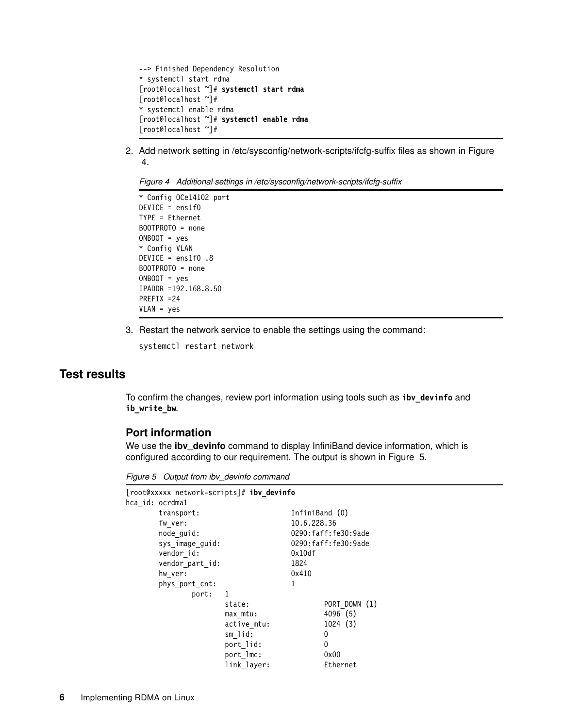```
--> Finished Dependency Resolution
* systemctl start rdma
[root@localhost ~]# systemctl start rdma
[root@localhost ~]#
* systemctl enable rdma
[root@localhost ~]# systemctl enable rdma
[root@localhost ~]#
```

2. Add network setting in /etc/sysconfig/network-scripts/ifcfg-suffix files as shown in Figure 4.

*Figure 4 Additional settings in /etc/sysconfig/network-scripts/ifcfg-suffix*

```
* Config OCe14102 port
DEVICE = ens1f0
TYPE = Ethernet
BOOTPROTO = none
ONBOOT = yes
* Config VLAN
DEVICE = ens1f0 .8
BOOTPROTO = none
ONBOOT = yes
IPADDR =192.168.8.50
PREFIX =24
VLAN = yes
```

3. Restart the network service to enable the settings using the command:

```
systemctl restart network
```

## Test results

To confirm the changes, review port information using tools such as **ibv_devinfo** and **ib_write_bw**.

### Port information

We use the **ibv_devinfo** command to display InfiniBand device information, which is configured according to our requirement. The output is shown in Figure 5.

*Figure 5 Output from ibv_devinfo command*

```
[root@xxxxx network-scripts]# ibv_devinfo
hca_id: ocrdma1
        transport:                      InfiniBand (0)
        fw_ver:                         10.6.228.36
        node_guid:                      0290:faff:fe30:9ade
        sys_image_guid:                 0290:faff:fe30:9ade
        vendor_id:                      0x10df
        vendor_part_id:                 1824
        hw_ver:                         0x410
        phys_port_cnt:                  1
                port:   1
                        state:                  PORT_DOWN (1)
                        max_mtu:                4096 (5)
                        active_mtu:             1024 (3)
                        sm_lid:                 0
                        port_lid:               0
                        port_lmc:               0x00
                        link_layer:             Ethernet
```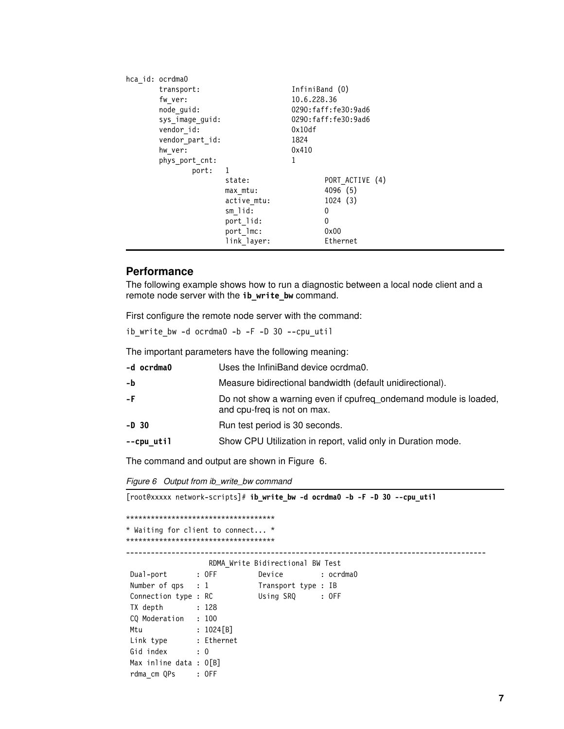```
hca_id: ocrdma0
        transport:                      InfiniBand (0)
        fw_ver:                         10.6.228.36
        node_guid:                      0290:faff:fe30:9ad6
        sys_image_guid:                 0290:faff:fe30:9ad6
        vendor_id:                      0x10df
        vendor_part_id:                 1824
        hw_ver:                         0x410
        phys_port_cnt:                  1
                port:   1
                        state:                  PORT_ACTIVE (4)
                        max_mtu:                4096 (5)
                        active_mtu:             1024 (3)
                        sm_lid:                 0
                        port_lid:               0
                        port_lmc:               0x00
                        link_layer:             Ethernet
```

## Performance

The following example shows how to run a diagnostic between a local node client and a remote node server with the **ib_write_bw** command.

First configure the remote node server with the command:

```
ib_write_bw -d ocrdma0 -b -F -D 30 --cpu_util
```

The important parameters have the following meaning:

| | |
|---|---|
| **-d ocrdma0** | Uses the InfiniBand device ocrdma0. |
| **-b** | Measure bidirectional bandwidth (default unidirectional). |
| **-F** | Do not show a warning even if cpufreq_ondemand module is loaded, and cpu-freq is not on max. |
| **-D 30** | Run test period is 30 seconds. |
| **--cpu_util** | Show CPU Utilization in report, valid only in Duration mode. |

The command and output are shown in Figure 6.

*Figure 6 Output from ib_write_bw command*

```
[root@xxxxx network-scripts]# ib_write_bw -d ocrdma0 -b -F -D 30 --cpu_util

************************************
* Waiting for client to connect... *
************************************
---------------------------------------------------------------------------------------
                    RDMA_Write Bidirectional BW Test
 Dual-port       : OFF          Device         : ocrdma0
 Number of qps   : 1            Transport type : IB
 Connection type : RC           Using SRQ      : OFF
 TX depth        : 128
 CQ Moderation   : 100
 Mtu             : 1024[B]
 Link type       : Ethernet
 Gid index       : 0
 Max inline data : 0[B]
 rdma_cm QPs     : OFF
```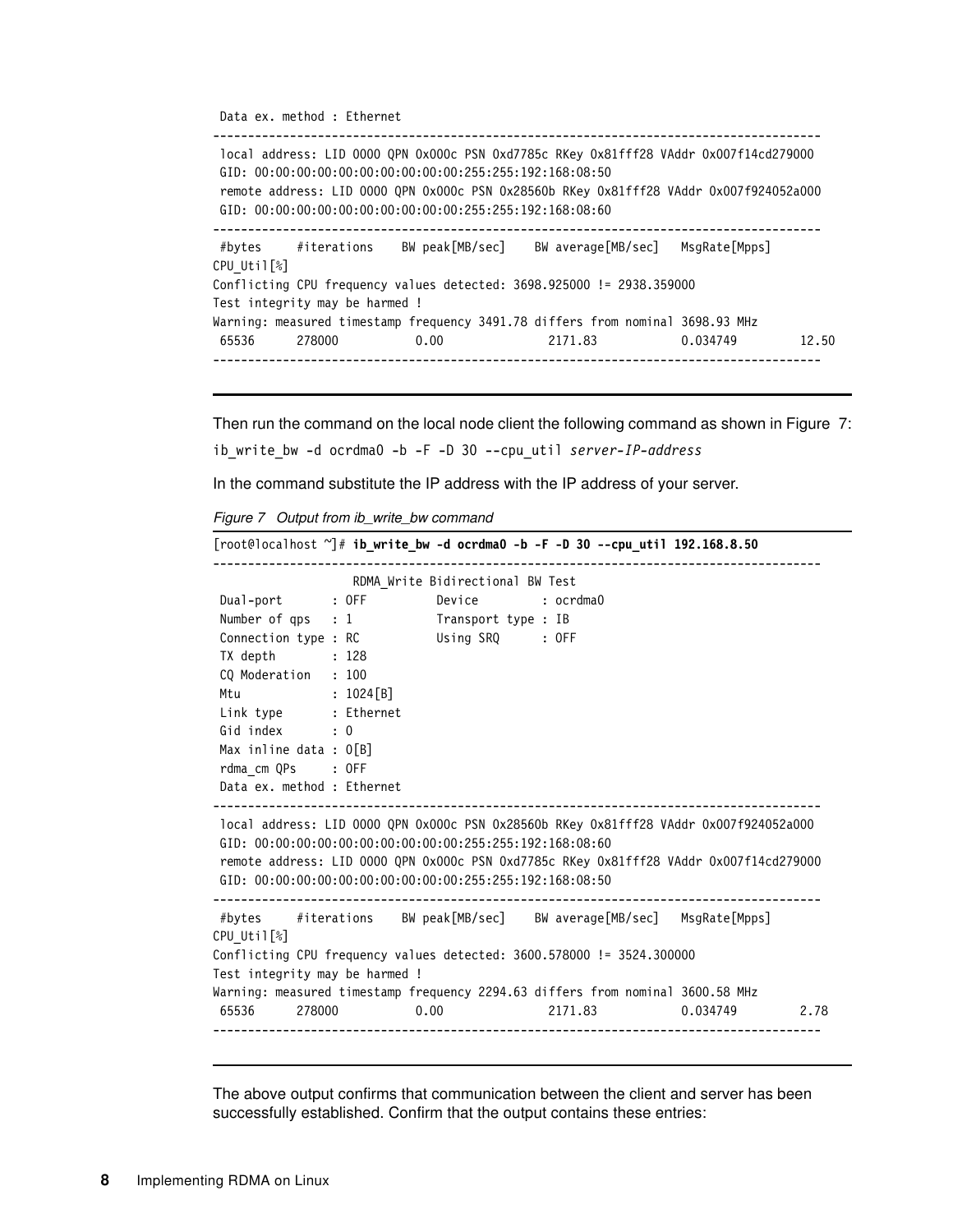```
 Data ex. method : Ethernet
---------------------------------------------------------------------------------------
 local address: LID 0000 QPN 0x000c PSN 0xd7785c RKey 0x81fff28 VAddr 0x007f14cd279000
 GID: 00:00:00:00:00:00:00:00:00:00:255:255:192:168:08:50
 remote address: LID 0000 QPN 0x000c PSN 0x28560b RKey 0x81fff28 VAddr 0x007f924052a000
 GID: 00:00:00:00:00:00:00:00:00:00:255:255:192:168:08:60
---------------------------------------------------------------------------------------
 #bytes     #iterations    BW peak[MB/sec]    BW average[MB/sec]   MsgRate[Mpps]
CPU_Util[%]
Conflicting CPU frequency values detected: 3698.925000 != 2938.359000
Test integrity may be harmed !
Warning: measured timestamp frequency 3491.78 differs from nominal 3698.93 MHz
 65536      278000           0.00               2171.83            0.034749        12.50
---------------------------------------------------------------------------------------
```

Then run the command on the local node client the following command as shown in Figure 7:

`ib_write_bw -d ocrdma0 -b -F -D 30 --cpu_util` *`server-IP-address`*

In the command substitute the IP address with the IP address of your server.

*Figure 7 Output from ib_write_bw command*

```
[root@localhost ~]# ib_write_bw -d ocrdma0 -b -F -D 30 --cpu_util 192.168.8.50
---------------------------------------------------------------------------------------
                    RDMA_Write Bidirectional BW Test
 Dual-port       : OFF          Device         : ocrdma0
 Number of qps   : 1            Transport type : IB
 Connection type : RC           Using SRQ      : OFF
 TX depth        : 128
 CQ Moderation   : 100
 Mtu             : 1024[B]
 Link type       : Ethernet
 Gid index       : 0
 Max inline data : 0[B]
 rdma_cm QPs     : OFF
 Data ex. method : Ethernet
---------------------------------------------------------------------------------------
 local address: LID 0000 QPN 0x000c PSN 0x28560b RKey 0x81fff28 VAddr 0x007f924052a000
 GID: 00:00:00:00:00:00:00:00:00:00:255:255:192:168:08:60
 remote address: LID 0000 QPN 0x000c PSN 0xd7785c RKey 0x81fff28 VAddr 0x007f14cd279000
 GID: 00:00:00:00:00:00:00:00:00:00:255:255:192:168:08:50
---------------------------------------------------------------------------------------
 #bytes     #iterations    BW peak[MB/sec]    BW average[MB/sec]   MsgRate[Mpps]
CPU_Util[%]
Conflicting CPU frequency values detected: 3600.578000 != 3524.300000
Test integrity may be harmed !
Warning: measured timestamp frequency 2294.63 differs from nominal 3600.58 MHz
 65536      278000           0.00               2171.83            0.034749        2.78
---------------------------------------------------------------------------------------
```

The above output confirms that communication between the client and server has been successfully established. Confirm that the output contains these entries: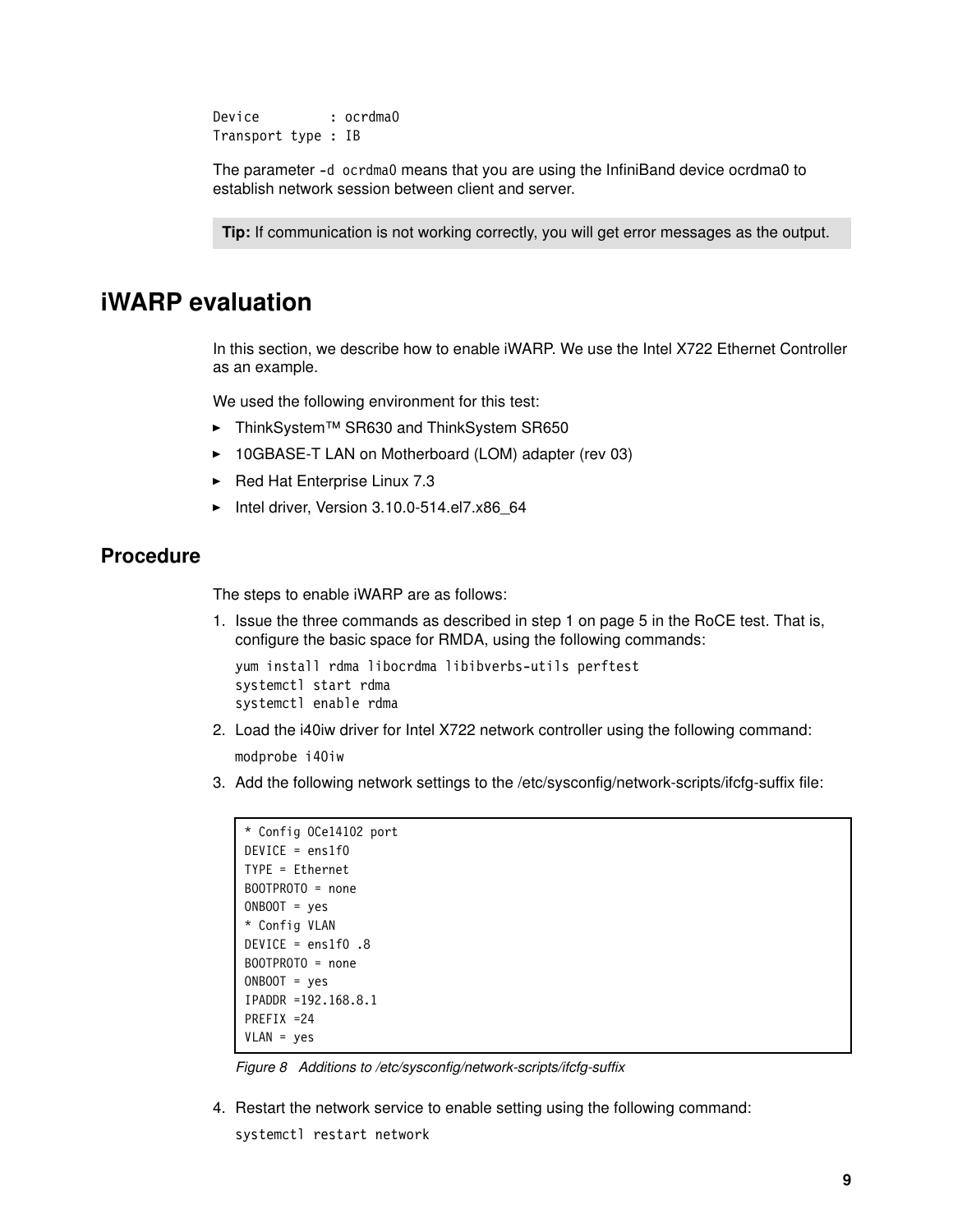```
Device         : ocrdma0
Transport type : IB
```

The parameter `-d ocrdma0` means that you are using the InfiniBand device ocrdma0 to establish network session between client and server.

**Tip:** If communication is not working correctly, you will get error messages as the output.

# iWARP evaluation

In this section, we describe how to enable iWARP. We use the Intel X722 Ethernet Controller as an example.

We used the following environment for this test:

- ThinkSystem™ SR630 and ThinkSystem SR650
- 10GBASE-T LAN on Motherboard (LOM) adapter (rev 03)
- Red Hat Enterprise Linux 7.3
- Intel driver, Version 3.10.0-514.el7.x86_64

## Procedure

The steps to enable iWARP are as follows:

1. Issue the three commands as described in step 1 on page 5 in the RoCE test. That is, configure the basic space for RMDA, using the following commands:

   ```
   yum install rdma libocrdma libibverbs-utils perftest
   systemctl start rdma
   systemctl enable rdma
   ```

2. Load the i40iw driver for Intel X722 network controller using the following command:

   ```
   modprobe i40iw
   ```

3. Add the following network settings to the /etc/sysconfig/network-scripts/ifcfg-suffix file:

   ```
   * Config OCe14102 port
   DEVICE = ens1f0
   TYPE = Ethernet
   BOOTPROTO = none
   ONBOOT = yes
   * Config VLAN
   DEVICE = ens1f0 .8
   BOOTPROTO = none
   ONBOOT = yes
   IPADDR =192.168.8.1
   PREFIX =24
   VLAN = yes
   ```

   *Figure 8 Additions to /etc/sysconfig/network-scripts/ifcfg-suffix*

4. Restart the network service to enable setting using the following command:

   ```
   systemctl restart network
   ```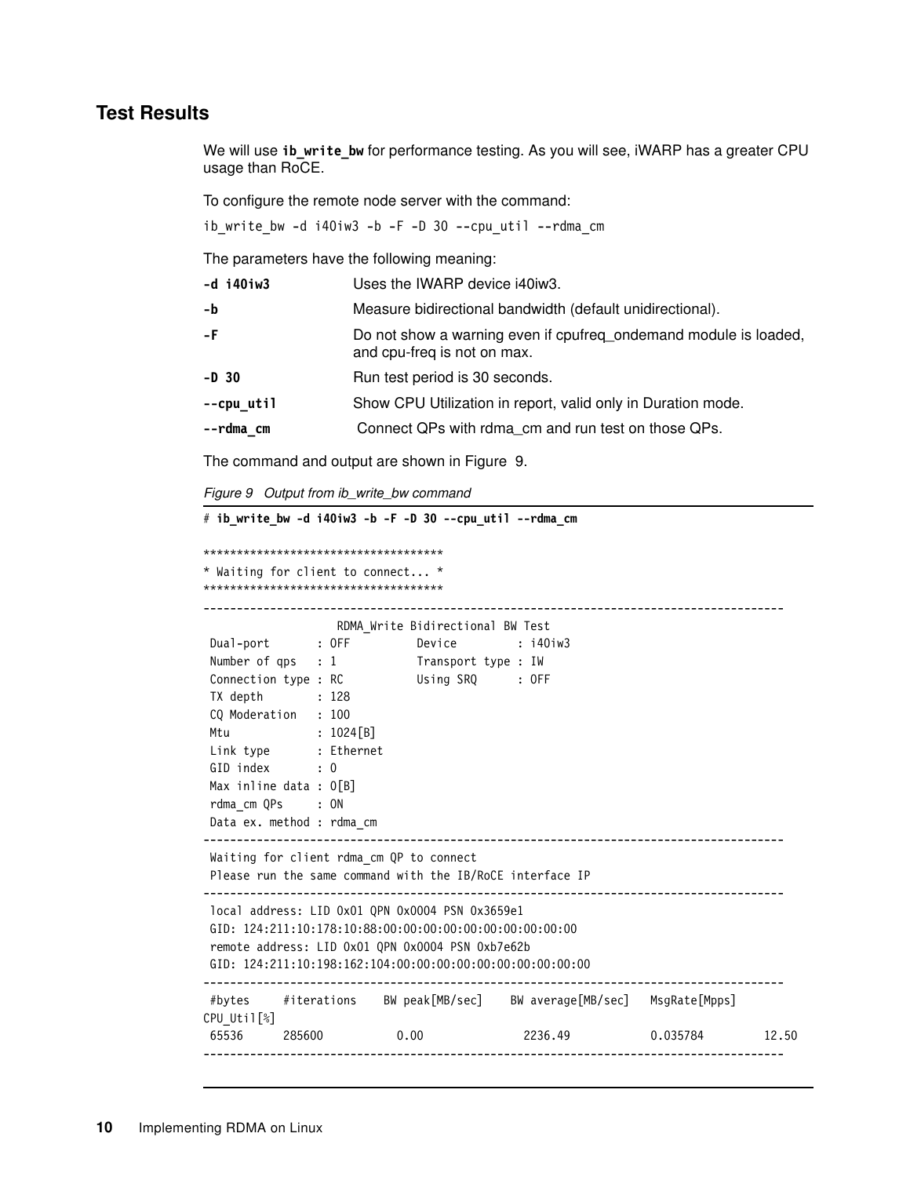## Test Results

We will use **ib_write_bw** for performance testing. As you will see, iWARP has a greater CPU usage than RoCE.

To configure the remote node server with the command:

```
ib_write_bw -d i40iw3 -b -F -D 30 --cpu_util --rdma_cm
```

The parameters have the following meaning:

| | |
|---|---|
| **-d i40iw3** | Uses the IWARP device i40iw3. |
| **-b** | Measure bidirectional bandwidth (default unidirectional). |
| **-F** | Do not show a warning even if cpufreq_ondemand module is loaded, and cpu-freq is not on max. |
| **-D 30** | Run test period is 30 seconds. |
| **--cpu_util** | Show CPU Utilization in report, valid only in Duration mode. |
| **--rdma_cm** | Connect QPs with rdma_cm and run test on those QPs. |

The command and output are shown in Figure 9.

*Figure 9 Output from ib_write_bw command*

```
# ib_write_bw -d i40iw3 -b -F -D 30 --cpu_util --rdma_cm

************************************
* Waiting for client to connect... *
************************************
---------------------------------------------------------------------------------------
                    RDMA_Write Bidirectional BW Test
 Dual-port       : OFF          Device         : i40iw3
 Number of qps   : 1            Transport type : IW
 Connection type : RC           Using SRQ      : OFF
 TX depth        : 128
 CQ Moderation   : 100
 Mtu             : 1024[B]
 Link type       : Ethernet
 GID index       : 0
 Max inline data : 0[B]
 rdma_cm QPs     : ON
 Data ex. method : rdma_cm
---------------------------------------------------------------------------------------
 Waiting for client rdma_cm QP to connect
 Please run the same command with the IB/RoCE interface IP
---------------------------------------------------------------------------------------
 local address: LID 0x01 QPN 0x0004 PSN 0x3659e1
 GID: 124:211:10:178:10:88:00:00:00:00:00:00:00:00:00:00
 remote address: LID 0x01 QPN 0x0004 PSN 0xb7e62b
 GID: 124:211:10:198:162:104:00:00:00:00:00:00:00:00:00:00
---------------------------------------------------------------------------------------
 #bytes     #iterations    BW peak[MB/sec]    BW average[MB/sec]   MsgRate[Mpps]
CPU_Util[%]
 65536      285600           0.00               2236.49            0.035784         12.50
---------------------------------------------------------------------------------------
```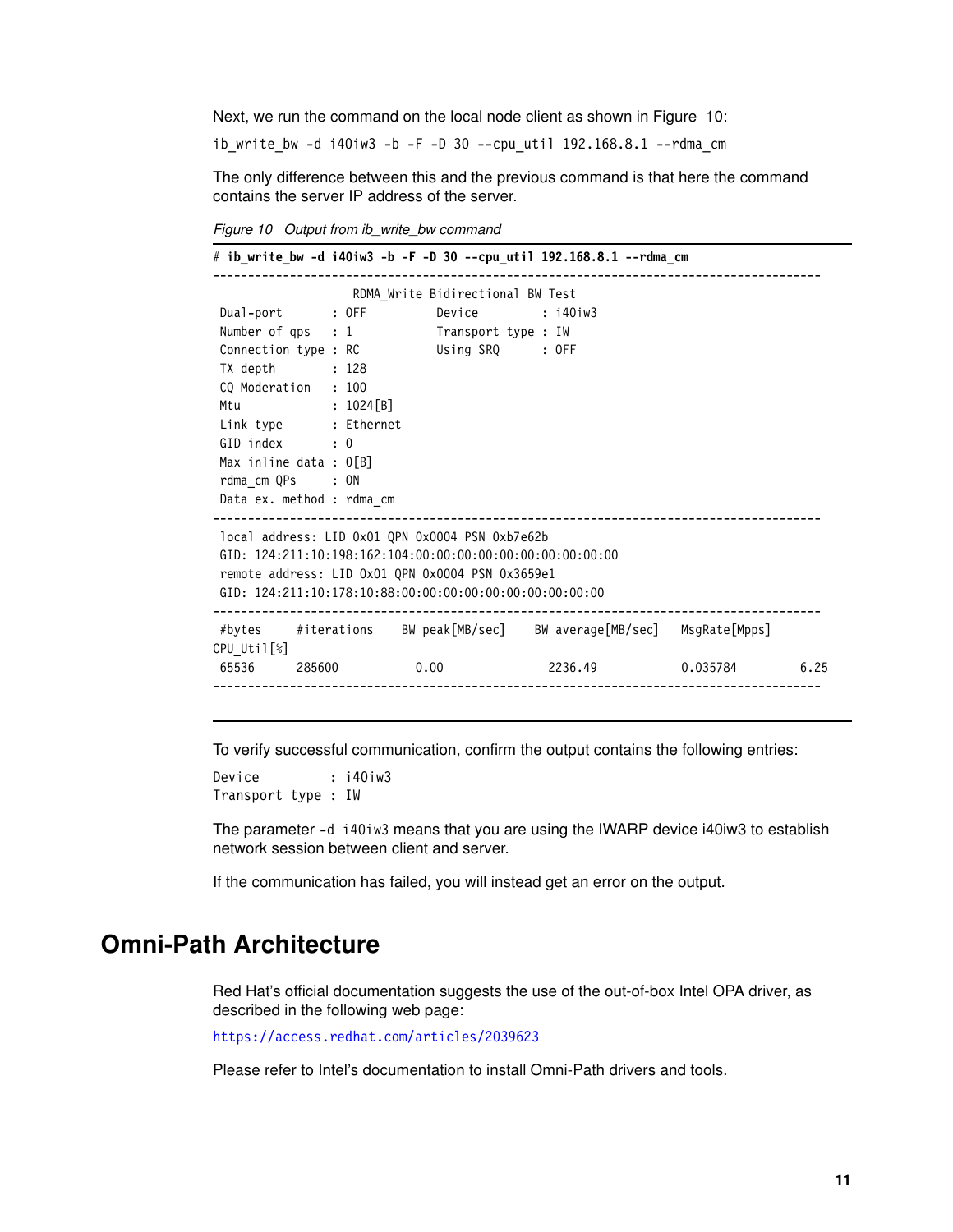Next, we run the command on the local node client as shown in Figure 10:

```
ib_write_bw -d i40iw3 -b -F -D 30 --cpu_util 192.168.8.1 --rdma_cm
```

The only difference between this and the previous command is that here the command contains the server IP address of the server.

*Figure 10 Output from ib_write_bw command*

```
# ib_write_bw -d i40iw3 -b -F -D 30 --cpu_util 192.168.8.1 --rdma_cm
---------------------------------------------------------------------------------------
                    RDMA_Write Bidirectional BW Test
 Dual-port       : OFF          Device         : i40iw3
 Number of qps   : 1            Transport type : IW
 Connection type : RC           Using SRQ      : OFF
 TX depth        : 128
 CQ Moderation   : 100
 Mtu             : 1024[B]
 Link type       : Ethernet
 GID index       : 0
 Max inline data : 0[B]
 rdma_cm QPs     : ON
 Data ex. method : rdma_cm
---------------------------------------------------------------------------------------
 local address: LID 0x01 QPN 0x0004 PSN 0xb7e62b
 GID: 124:211:10:198:162:104:00:00:00:00:00:00:00:00:00:00
 remote address: LID 0x01 QPN 0x0004 PSN 0x3659e1
 GID: 124:211:10:178:10:88:00:00:00:00:00:00:00:00:00:00
---------------------------------------------------------------------------------------
 #bytes     #iterations    BW peak[MB/sec]    BW average[MB/sec]    MsgRate[Mpps]
CPU_Util[%]
 65536      285600           0.00               2236.49              0.035784         6.25
---------------------------------------------------------------------------------------
```

To verify successful communication, confirm the output contains the following entries:

```
Device         : i40iw3
Transport type : IW
```

The parameter `-d i40iw3` means that you are using the IWARP device i40iw3 to establish network session between client and server.

If the communication has failed, you will instead get an error on the output.

# Omni-Path Architecture

Red Hat's official documentation suggests the use of the out-of-box Intel OPA driver, as described in the following web page:

https://access.redhat.com/articles/2039623

Please refer to Intel's documentation to install Omni-Path drivers and tools.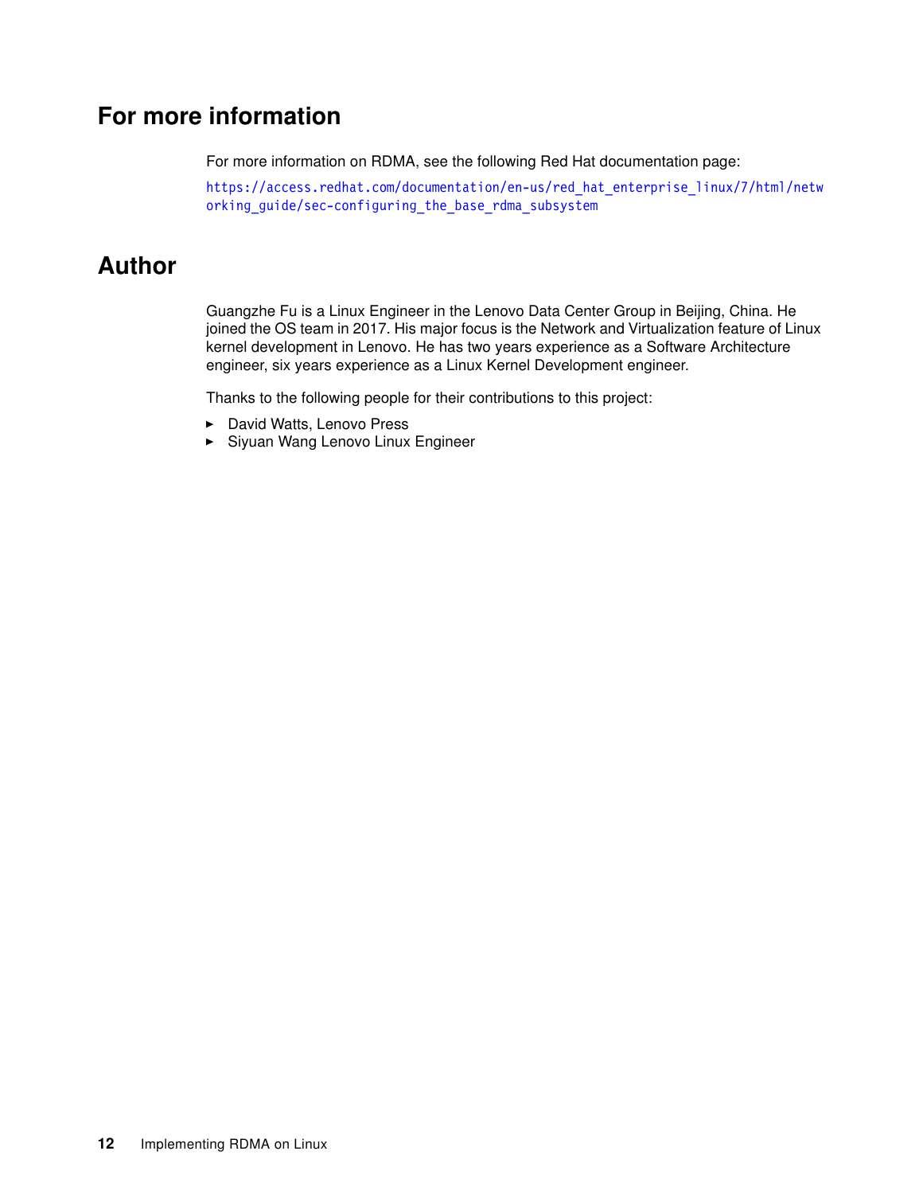## For more information

For more information on RDMA, see the following Red Hat documentation page:

https://access.redhat.com/documentation/en-us/red_hat_enterprise_linux/7/html/networking_guide/sec-configuring_the_base_rdma_subsystem

## Author

Guangzhe Fu is a Linux Engineer in the Lenovo Data Center Group in Beijing, China. He joined the OS team in 2017. His major focus is the Network and Virtualization feature of Linux kernel development in Lenovo. He has two years experience as a Software Architecture engineer, six years experience as a Linux Kernel Development engineer.

Thanks to the following people for their contributions to this project:

- David Watts, Lenovo Press
- Siyuan Wang Lenovo Linux Engineer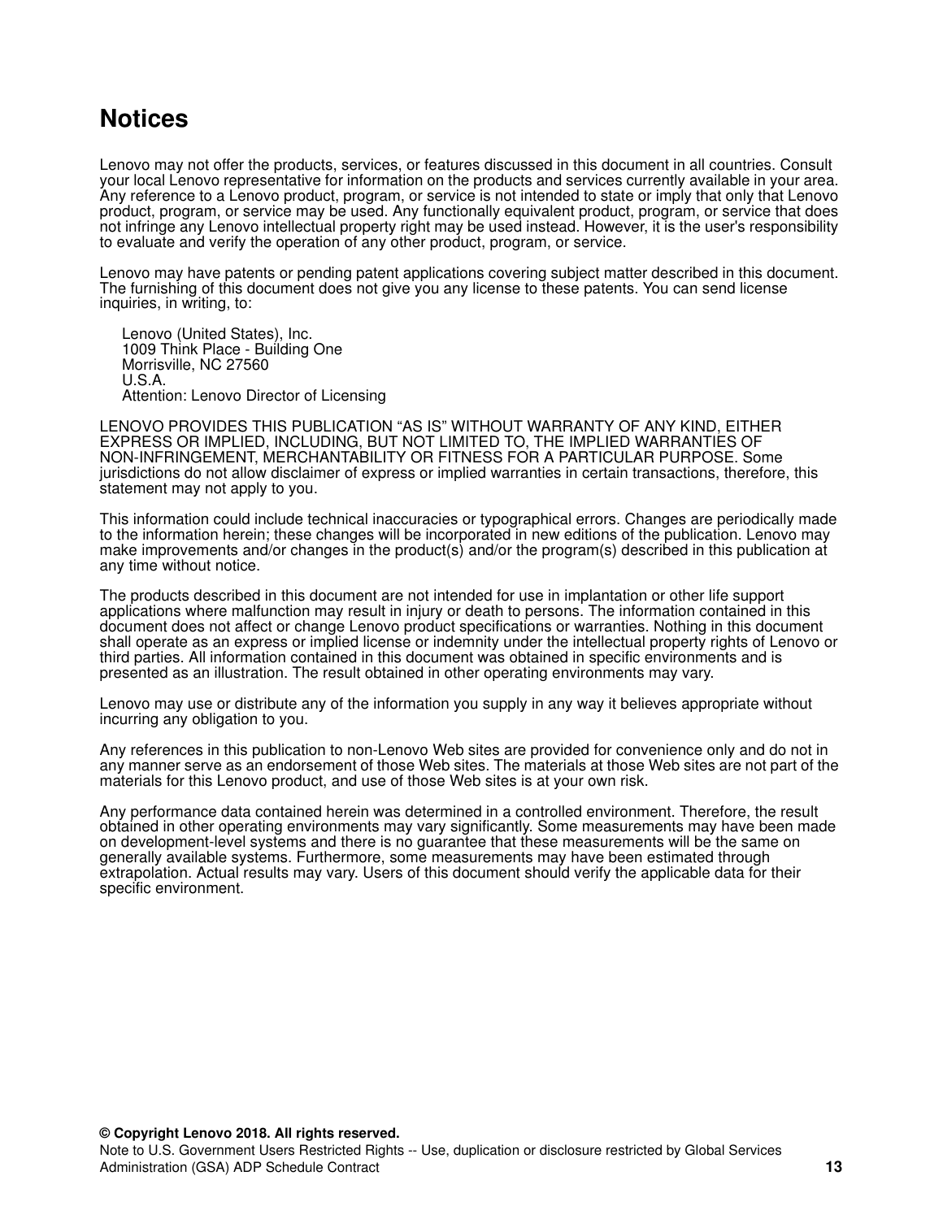# Notices

Lenovo may not offer the products, services, or features discussed in this document in all countries. Consult your local Lenovo representative for information on the products and services currently available in your area. Any reference to a Lenovo product, program, or service is not intended to state or imply that only that Lenovo product, program, or service may be used. Any functionally equivalent product, program, or service that does not infringe any Lenovo intellectual property right may be used instead. However, it is the user's responsibility to evaluate and verify the operation of any other product, program, or service.

Lenovo may have patents or pending patent applications covering subject matter described in this document. The furnishing of this document does not give you any license to these patents. You can send license inquiries, in writing, to:

Lenovo (United States), Inc.
1009 Think Place - Building One
Morrisville, NC 27560
U.S.A.
Attention: Lenovo Director of Licensing

LENOVO PROVIDES THIS PUBLICATION “AS IS” WITHOUT WARRANTY OF ANY KIND, EITHER EXPRESS OR IMPLIED, INCLUDING, BUT NOT LIMITED TO, THE IMPLIED WARRANTIES OF NON-INFRINGEMENT, MERCHANTABILITY OR FITNESS FOR A PARTICULAR PURPOSE. Some jurisdictions do not allow disclaimer of express or implied warranties in certain transactions, therefore, this statement may not apply to you.

This information could include technical inaccuracies or typographical errors. Changes are periodically made to the information herein; these changes will be incorporated in new editions of the publication. Lenovo may make improvements and/or changes in the product(s) and/or the program(s) described in this publication at any time without notice.

The products described in this document are not intended for use in implantation or other life support applications where malfunction may result in injury or death to persons. The information contained in this document does not affect or change Lenovo product specifications or warranties. Nothing in this document shall operate as an express or implied license or indemnity under the intellectual property rights of Lenovo or third parties. All information contained in this document was obtained in specific environments and is presented as an illustration. The result obtained in other operating environments may vary.

Lenovo may use or distribute any of the information you supply in any way it believes appropriate without incurring any obligation to you.

Any references in this publication to non-Lenovo Web sites are provided for convenience only and do not in any manner serve as an endorsement of those Web sites. The materials at those Web sites are not part of the materials for this Lenovo product, and use of those Web sites is at your own risk.

Any performance data contained herein was determined in a controlled environment. Therefore, the result obtained in other operating environments may vary significantly. Some measurements may have been made on development-level systems and there is no guarantee that these measurements will be the same on generally available systems. Furthermore, some measurements may have been estimated through extrapolation. Actual results may vary. Users of this document should verify the applicable data for their specific environment.

**© Copyright Lenovo 2018. All rights reserved.**
Note to U.S. Government Users Restricted Rights -- Use, duplication or disclosure restricted by Global Services Administration (GSA) ADP Schedule Contract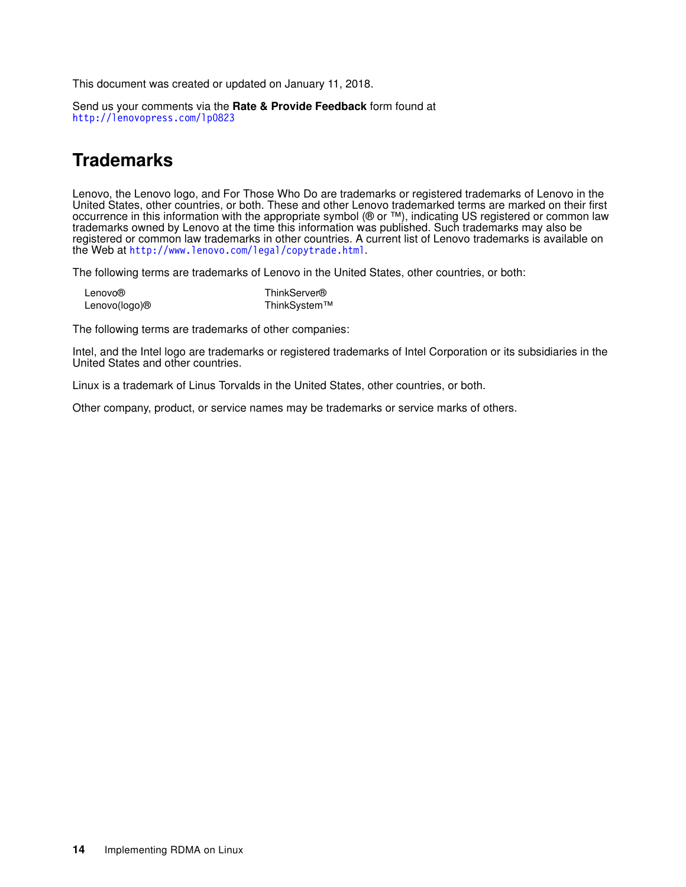This document was created or updated on January 11, 2018.

Send us your comments via the **Rate & Provide Feedback** form found at
http://lenovopress.com/lp0823

# Trademarks

Lenovo, the Lenovo logo, and For Those Who Do are trademarks or registered trademarks of Lenovo in the United States, other countries, or both. These and other Lenovo trademarked terms are marked on their first occurrence in this information with the appropriate symbol (® or ™), indicating US registered or common law trademarks owned by Lenovo at the time this information was published. Such trademarks may also be registered or common law trademarks in other countries. A current list of Lenovo trademarks is available on the Web at http://www.lenovo.com/legal/copytrade.html.

The following terms are trademarks of Lenovo in the United States, other countries, or both:

| | |
|---|---|
| Lenovo® | ThinkServer® |
| Lenovo(logo)® | ThinkSystem™ |

The following terms are trademarks of other companies:

Intel, and the Intel logo are trademarks or registered trademarks of Intel Corporation or its subsidiaries in the United States and other countries.

Linux is a trademark of Linus Torvalds in the United States, other countries, or both.

Other company, product, or service names may be trademarks or service marks of others.